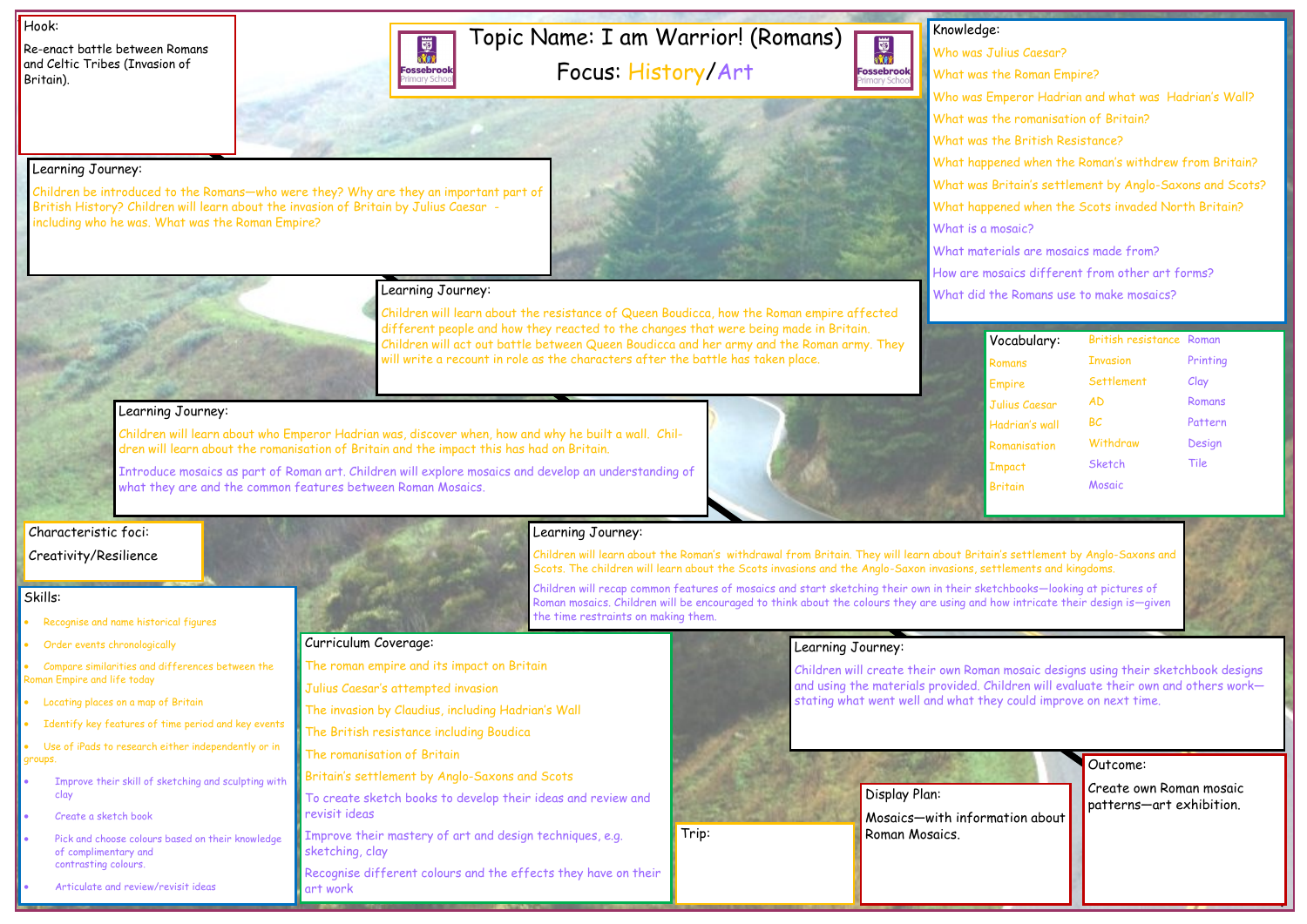# Topic Name: I am Warrior! (Romans)

## Focus: History/Art

## Hook:

Re-enact battle between Romans and Celtic Tribes (Invasion of Britain).

## Learning Journey:

Children be introduced to the Romans—who were they? Why are they an important part of British History? Children will learn about the invasion of Britain by Julius Caesar - including who he was. What was the Roman Empire?

## Learning Journey:

Children will learn about the resistance of Queen Boudicca, how the Roman empire affected different people and how they reacted to the changes that were being made in Britain. Children will act out battle between Queen Boudicca and her army and the Roman army. They will write a recount in role as the characters after the battle has taken place.

## Learning Journey:

Children will learn about who Emperor Hadrian was, discover when, how and why he built a wall. Children will learn about the romanisation of Britain and the impact this has had on Britain.

Introduce mosaics as part of Roman art. Children will explore mosaics and develop an understanding of what they are and the common features between Roman Mosaics.

## Learning Journey:

Children will learn about the Roman's withdrawal from Britain. They will learn about Britain's settlement by Anglo-Saxons and Scots. The children will learn about the Scots invasions and the Anglo-Saxon invasions, settlements and kingdoms.

Children will recap common features of mosaics and start sketching their own in their sketchbooks—looking at pictures of Roman mosaics. Children will be encouraged to think about the colours they are using and how intricate their design is—given the time restraints on making them.

## Learning Journey:

Children will create their own Roman mosaic designs using their sketchbook designs and using the materials provided. Children will evaluate their own and others work—stating what went well and what they could improve on next time.

## Knowledge:

- Who was Julius Caesar?
- What was the Roman Empire?
- Who was Emperor Hadrian and what was Hadrian's Wall?
- What was the romanisation of Britain?
- What was the British Resistance?
- What happened when the Roman's withdrew from Britain?
- What was Britain's settlement by Anglo-Saxons and Scots?
- What happened when the Scots invaded North Britain?
- What is a mosaic?
- What materials are mosaics made from?
- How are mosaics different from other art forms?
- What did the Romans use to make mosaics?

## Vocabulary:

| | | |
|---|---|---|
| | British resistance | Roman |
| Romans | Invasion | Printing |
| Empire | Settlement | Clay |
| Julius Caesar | AD | Romans |
| Hadrian's wall | BC | Pattern |
| Romanisation | Withdraw | Design |
| Impact | Sketch | Tile |
| Britain | Mosaic | |

## Characteristic foci:

Creativity/Resilience

## Skills:

- Recognise and name historical figures
- Order events chronologically
- Compare similarities and differences between the Roman Empire and life today
- Locating places on a map of Britain
- Identify key features of time period and key events
- Use of iPads to research either independently or in groups.
- Improve their skill of sketching and sculpting with clay
- Create a sketch book
- Pick and choose colours based on their knowledge of complimentary and contrasting colours.
- Articulate and review/revisit ideas

## Curriculum Coverage:

- The roman empire and its impact on Britain
- Julius Caesar's attempted invasion
- The invasion by Claudius, including Hadrian's Wall
- The British resistance including Boudica
- The romanisation of Britain
- Britain's settlement by Anglo-Saxons and Scots
- To create sketch books to develop their ideas and review and revisit ideas
- Improve their mastery of art and design techniques, e.g. sketching, clay
- Recognise different colours and the effects they have on their art work

## Trip:

## Display Plan:

Mosaics—with information about Roman Mosaics.

## Outcome:

Create own Roman mosaic patterns—art exhibition.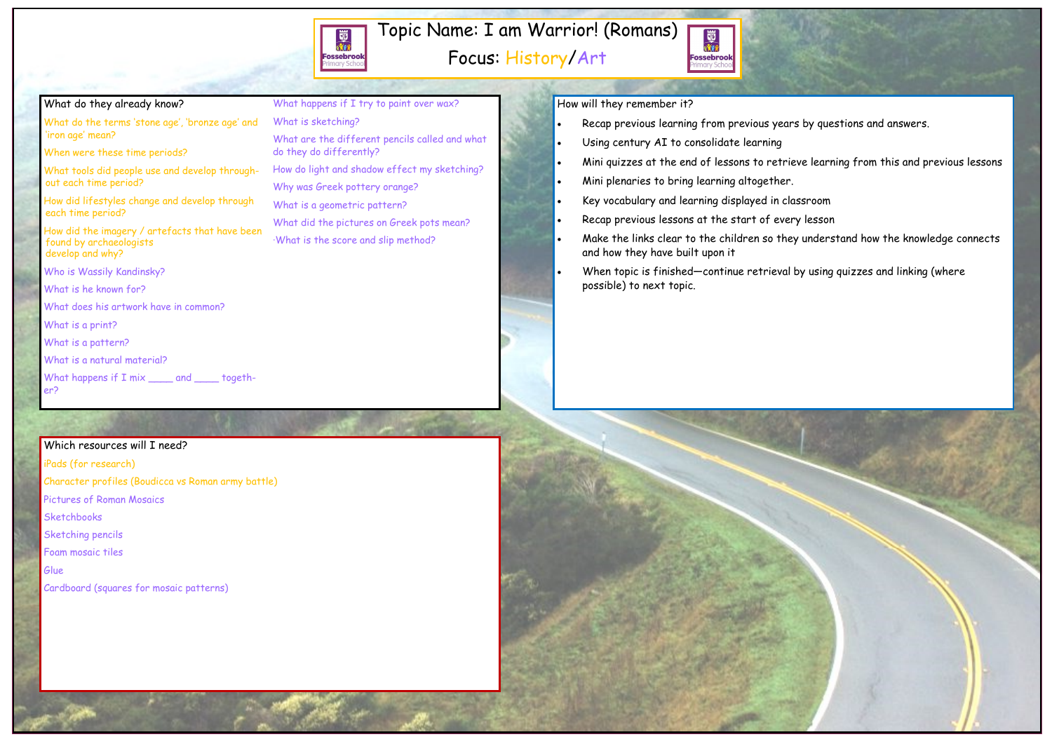# Topic Name: I am Warrior! (Romans)

## Focus: History/Art

### What do they already know?

What do the terms 'stone age', 'bronze age' and 'iron age' mean?

When were these time periods?

What tools did people use and develop through-out each time period?

How did lifestyles change and develop through each time period?

How did the imagery / artefacts that have been found by archaeologists develop and why?

Who is Wassily Kandinsky?

What is he known for?

What does his artwork have in common?

What is a print?

What is a pattern?

What is a natural material?

What happens if I mix ____ and ____ togeth-er?

What happens if I try to paint over wax?

What is sketching?

What are the different pencils called and what do they do differently?

How do light and shadow effect my sketching?

Why was Greek pottery orange?

What is a geometric pattern?

What did the pictures on Greek pots mean?

·What is the score and slip method?

### How will they remember it?

- Recap previous learning from previous years by questions and answers.
- Using century AI to consolidate learning
- Mini quizzes at the end of lessons to retrieve learning from this and previous lessons
- Mini plenaries to bring learning altogether.
- Key vocabulary and learning displayed in classroom
- Recap previous lessons at the start of every lesson
- Make the links clear to the children so they understand how the knowledge connects and how they have built upon it
- When topic is finished—continue retrieval by using quizzes and linking (where possible) to next topic.

### Which resources will I need?

iPads (for research)

Character profiles (Boudicca vs Roman army battle)

Pictures of Roman Mosaics

Sketchbooks

Sketching pencils

Foam mosaic tiles

Glue

Cardboard (squares for mosaic patterns)